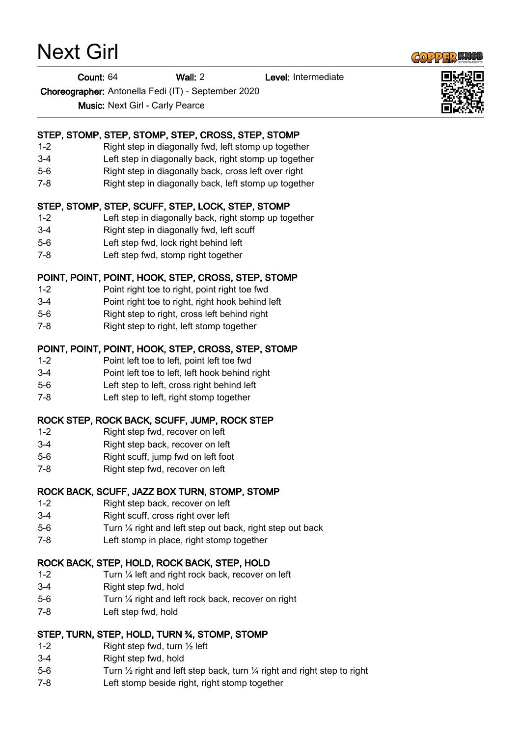# Next Girl

**Count:** 64 **Wall:** 2 **Level:** Intermediate

**Choreographer:** Antonella Fedi (IT) - September 2020

**Music:** Next Girl - Carly Pearce

---

**STEP, STOMP, STEP, STOMP, STEP, CROSS, STEP, STOMP**

| | |
|---|---|
| 1-2 | Right step in diagonally fwd, left stomp up together |
| 3-4 | Left step in diagonally back, right stomp up together |
| 5-6 | Right step in diagonally back, cross left over right |
| 7-8 | Right step in diagonally back, left stomp up together |

**STEP, STOMP, STEP, SCUFF, STEP, LOCK, STEP, STOMP**

| | |
|---|---|
| 1-2 | Left step in diagonally back, right stomp up together |
| 3-4 | Right step in diagonally fwd, left scuff |
| 5-6 | Left step fwd, lock right behind left |
| 7-8 | Left step fwd, stomp right together |

**POINT, POINT, POINT, HOOK, STEP, CROSS, STEP, STOMP**

| | |
|---|---|
| 1-2 | Point right toe to right, point right toe fwd |
| 3-4 | Point right toe to right, right hook behind left |
| 5-6 | Right step to right, cross left behind right |
| 7-8 | Right step to right, left stomp together |

**POINT, POINT, POINT, HOOK, STEP, CROSS, STEP, STOMP**

| | |
|---|---|
| 1-2 | Point left toe to left, point left toe fwd |
| 3-4 | Point left toe to left, left hook behind right |
| 5-6 | Left step to left, cross right behind left |
| 7-8 | Left step to left, right stomp together |

**ROCK STEP, ROCK BACK, SCUFF, JUMP, ROCK STEP**

| | |
|---|---|
| 1-2 | Right step fwd, recover on left |
| 3-4 | Right step back, recover on left |
| 5-6 | Right scuff, jump fwd on left foot |
| 7-8 | Right step fwd, recover on left |

**ROCK BACK, SCUFF, JAZZ BOX TURN, STOMP, STOMP**

| | |
|---|---|
| 1-2 | Right step back, recover on left |
| 3-4 | Right scuff, cross right over left |
| 5-6 | Turn ¼ right and left step out back, right step out back |
| 7-8 | Left stomp in place, right stomp together |

**ROCK BACK, STEP, HOLD, ROCK BACK, STEP, HOLD**

| | |
|---|---|
| 1-2 | Turn ¼ left and right rock back, recover on left |
| 3-4 | Right step fwd, hold |
| 5-6 | Turn ¼ right and left rock back, recover on right |
| 7-8 | Left step fwd, hold |

**STEP, TURN, STEP, HOLD, TURN ¾, STOMP, STOMP**

| | |
|---|---|
| 1-2 | Right step fwd, turn ½ left |
| 3-4 | Right step fwd, hold |
| 5-6 | Turn ½ right and left step back, turn ¼ right and right step to right |
| 7-8 | Left stomp beside right, right stomp together |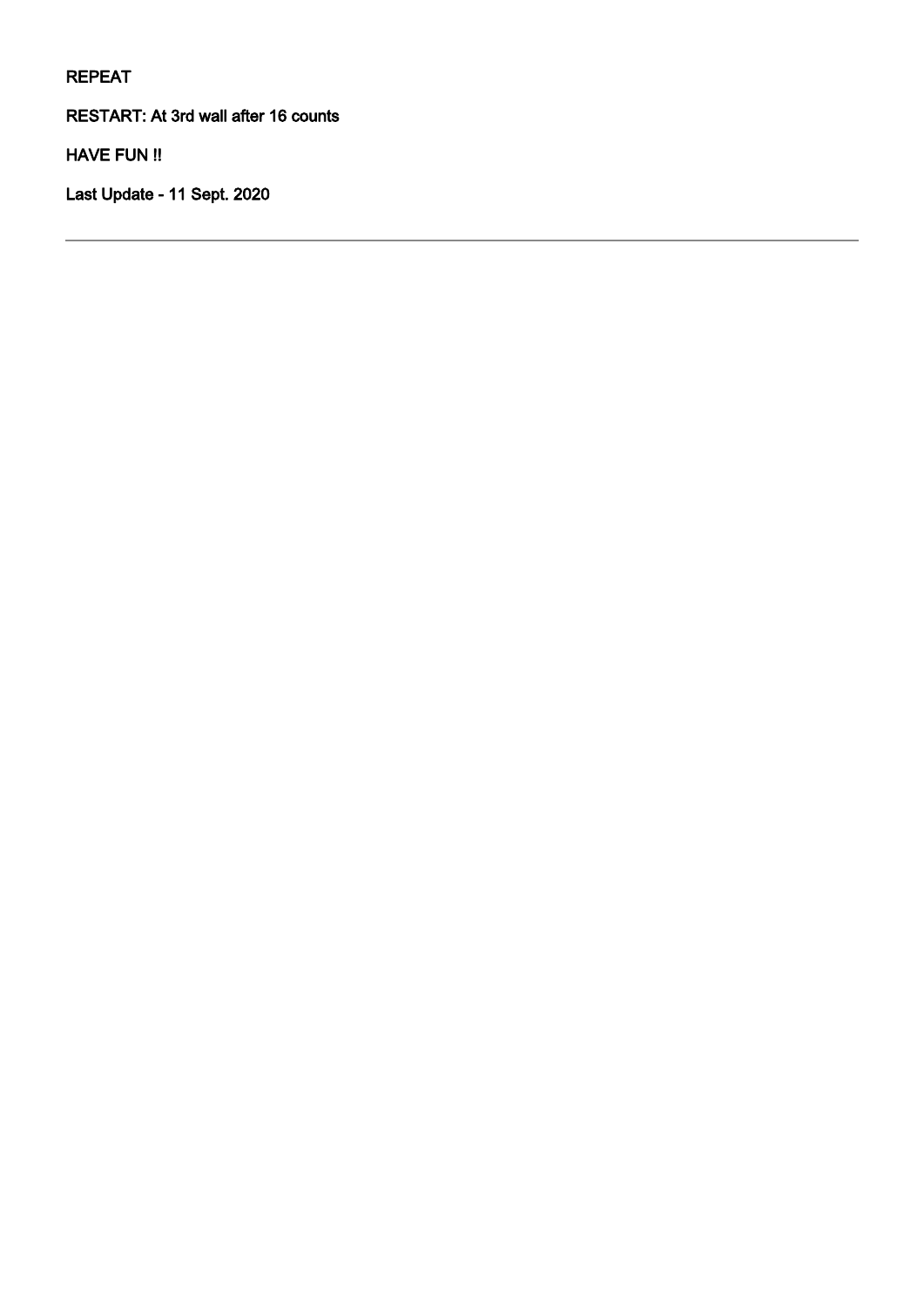REPEAT

RESTART: At 3rd wall after 16 counts

HAVE FUN !!

Last Update - 11 Sept. 2020

---